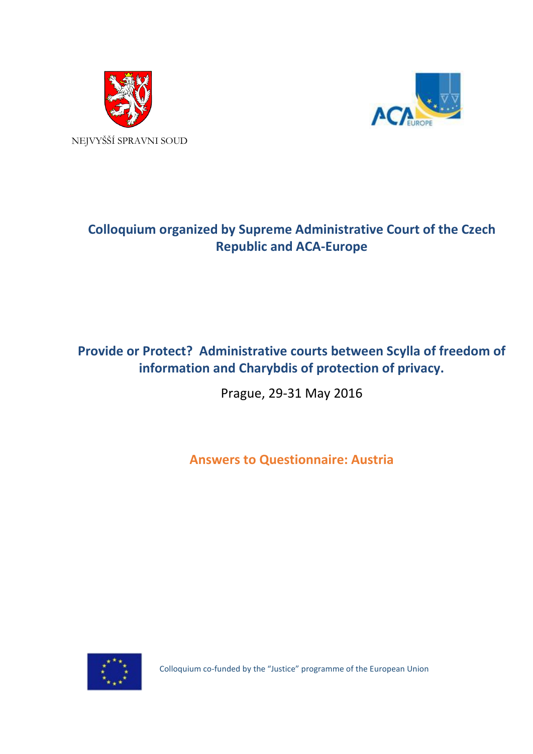NEJVYŠŠÍ SPRAVNI SOUD

## Colloquium organized by Supreme Administrative Court of the Czech Republic and ACA-Europe

# Provide or Protect? Administrative courts between Scylla of freedom of information and Charybdis of protection of privacy.

Prague, 29-31 May 2016

## Answers to Questionnaire: Austria

Colloquium co-funded by the "Justice" programme of the European Union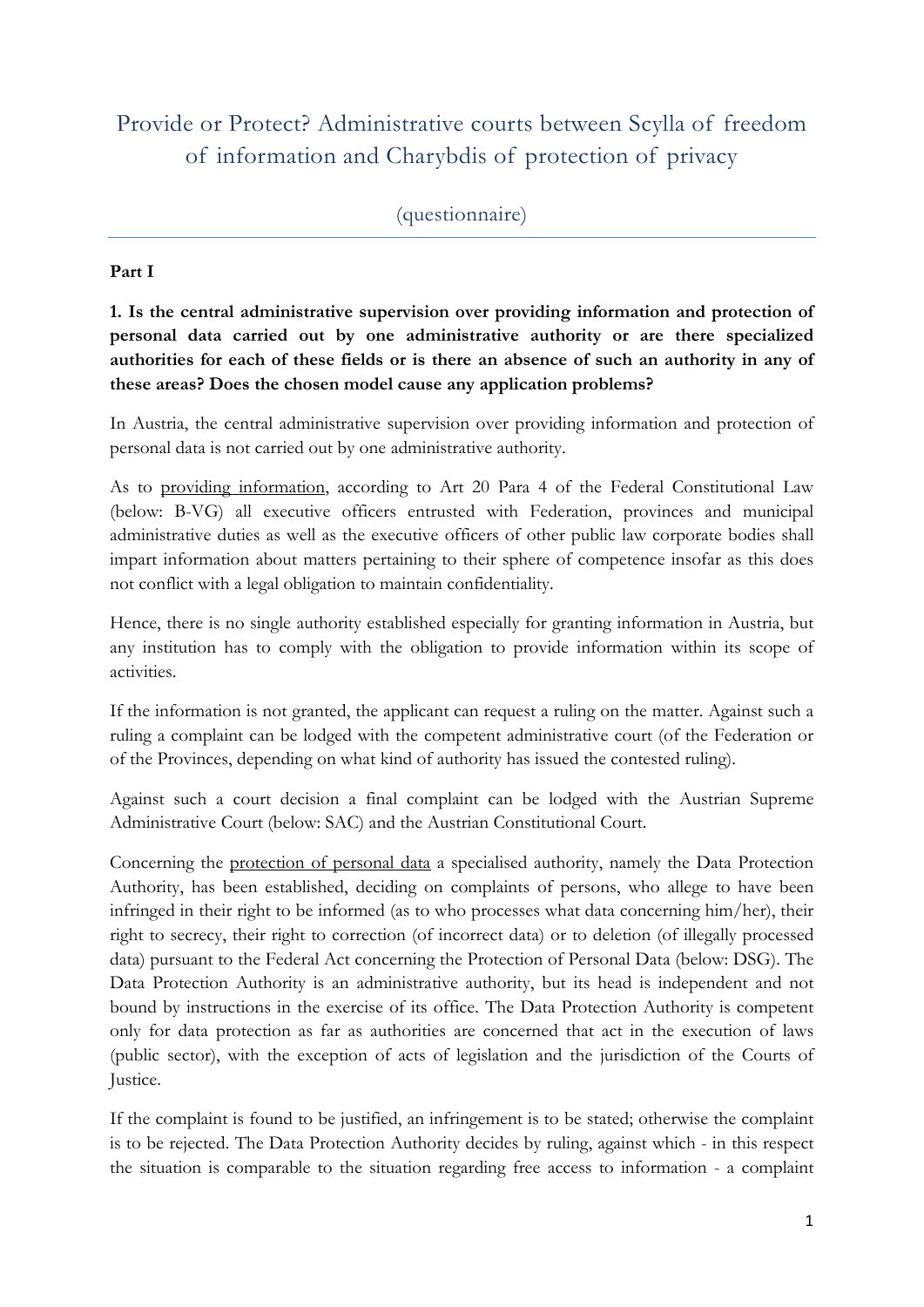# Provide or Protect? Administrative courts between Scylla of freedom of information and Charybdis of protection of privacy

(questionnaire)

**Part I**

**1. Is the central administrative supervision over providing information and protection of personal data carried out by one administrative authority or are there specialized authorities for each of these fields or is there an absence of such an authority in any of these areas? Does the chosen model cause any application problems?**

In Austria, the central administrative supervision over providing information and protection of personal data is not carried out by one administrative authority.

As to providing information, according to Art 20 Para 4 of the Federal Constitutional Law (below: B-VG) all executive officers entrusted with Federation, provinces and municipal administrative duties as well as the executive officers of other public law corporate bodies shall impart information about matters pertaining to their sphere of competence insofar as this does not conflict with a legal obligation to maintain confidentiality.

Hence, there is no single authority established especially for granting information in Austria, but any institution has to comply with the obligation to provide information within its scope of activities.

If the information is not granted, the applicant can request a ruling on the matter. Against such a ruling a complaint can be lodged with the competent administrative court (of the Federation or of the Provinces, depending on what kind of authority has issued the contested ruling).

Against such a court decision a final complaint can be lodged with the Austrian Supreme Administrative Court (below: SAC) and the Austrian Constitutional Court.

Concerning the protection of personal data a specialised authority, namely the Data Protection Authority, has been established, deciding on complaints of persons, who allege to have been infringed in their right to be informed (as to who processes what data concerning him/her), their right to secrecy, their right to correction (of incorrect data) or to deletion (of illegally processed data) pursuant to the Federal Act concerning the Protection of Personal Data (below: DSG). The Data Protection Authority is an administrative authority, but its head is independent and not bound by instructions in the exercise of its office. The Data Protection Authority is competent only for data protection as far as authorities are concerned that act in the execution of laws (public sector), with the exception of acts of legislation and the jurisdiction of the Courts of Justice.

If the complaint is found to be justified, an infringement is to be stated; otherwise the complaint is to be rejected. The Data Protection Authority decides by ruling, against which - in this respect the situation is comparable to the situation regarding free access to information - a complaint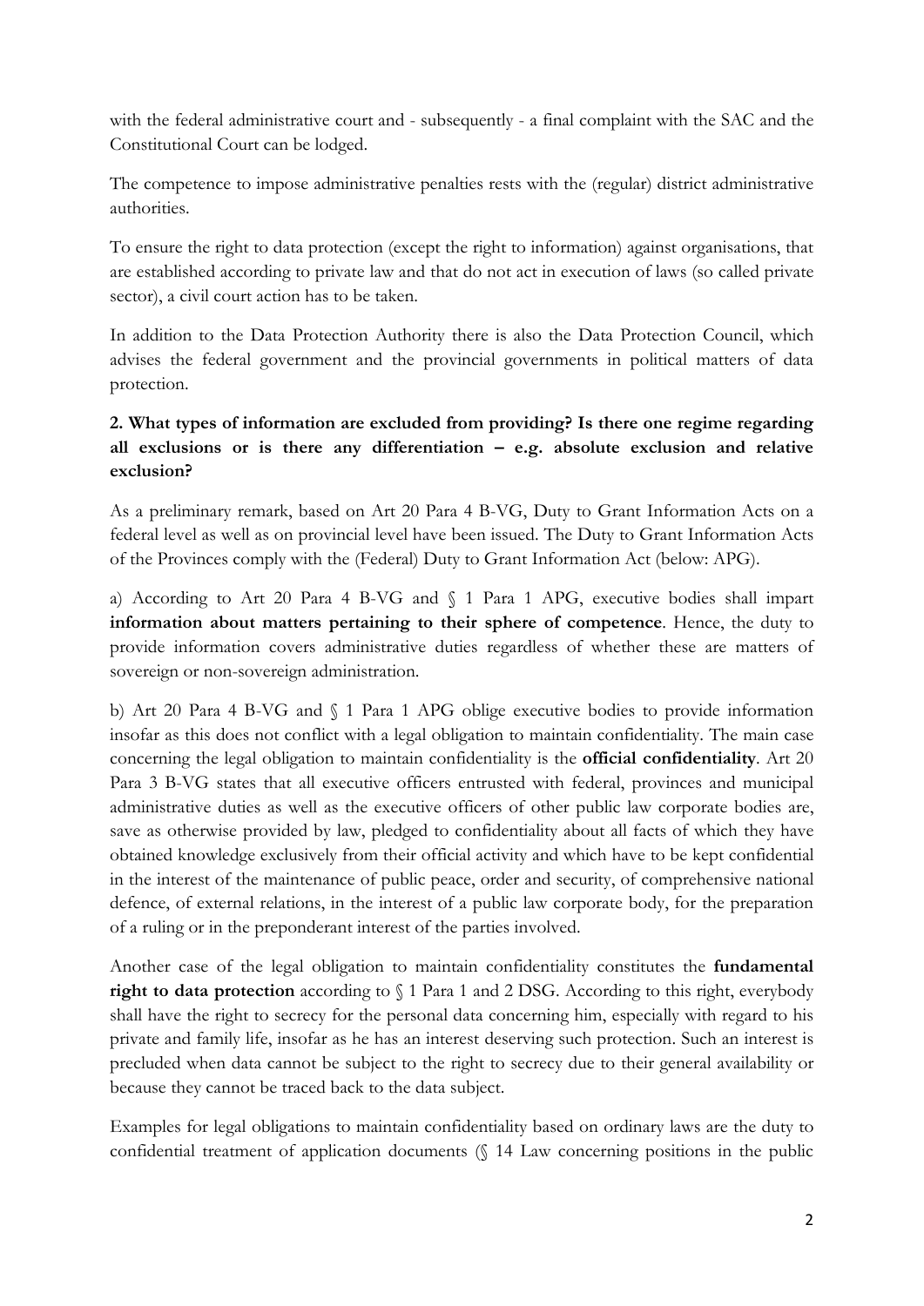with the federal administrative court and - subsequently - a final complaint with the SAC and the Constitutional Court can be lodged.

The competence to impose administrative penalties rests with the (regular) district administrative authorities.

To ensure the right to data protection (except the right to information) against organisations, that are established according to private law and that do not act in execution of laws (so called private sector), a civil court action has to be taken.

In addition to the Data Protection Authority there is also the Data Protection Council, which advises the federal government and the provincial governments in political matters of data protection.

**2. What types of information are excluded from providing? Is there one regime regarding all exclusions or is there any differentiation – e.g. absolute exclusion and relative exclusion?**

As a preliminary remark, based on Art 20 Para 4 B-VG, Duty to Grant Information Acts on a federal level as well as on provincial level have been issued. The Duty to Grant Information Acts of the Provinces comply with the (Federal) Duty to Grant Information Act (below: APG).

a) According to Art 20 Para 4 B-VG and § 1 Para 1 APG, executive bodies shall impart **information about matters pertaining to their sphere of competence**. Hence, the duty to provide information covers administrative duties regardless of whether these are matters of sovereign or non-sovereign administration.

b) Art 20 Para 4 B-VG and § 1 Para 1 APG oblige executive bodies to provide information insofar as this does not conflict with a legal obligation to maintain confidentiality. The main case concerning the legal obligation to maintain confidentiality is the **official confidentiality**. Art 20 Para 3 B-VG states that all executive officers entrusted with federal, provinces and municipal administrative duties as well as the executive officers of other public law corporate bodies are, save as otherwise provided by law, pledged to confidentiality about all facts of which they have obtained knowledge exclusively from their official activity and which have to be kept confidential in the interest of the maintenance of public peace, order and security, of comprehensive national defence, of external relations, in the interest of a public law corporate body, for the preparation of a ruling or in the preponderant interest of the parties involved.

Another case of the legal obligation to maintain confidentiality constitutes the **fundamental right to data protection** according to § 1 Para 1 and 2 DSG. According to this right, everybody shall have the right to secrecy for the personal data concerning him, especially with regard to his private and family life, insofar as he has an interest deserving such protection. Such an interest is precluded when data cannot be subject to the right to secrecy due to their general availability or because they cannot be traced back to the data subject.

Examples for legal obligations to maintain confidentiality based on ordinary laws are the duty to confidential treatment of application documents (§ 14 Law concerning positions in the public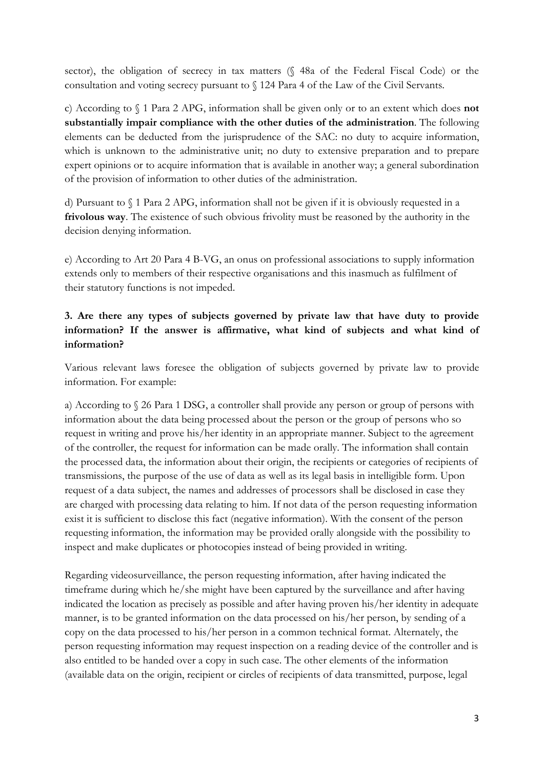sector), the obligation of secrecy in tax matters (§ 48a of the Federal Fiscal Code) or the consultation and voting secrecy pursuant to § 124 Para 4 of the Law of the Civil Servants.

c) According to § 1 Para 2 APG, information shall be given only or to an extent which does **not substantially impair compliance with the other duties of the administration**. The following elements can be deducted from the jurisprudence of the SAC: no duty to acquire information, which is unknown to the administrative unit; no duty to extensive preparation and to prepare expert opinions or to acquire information that is available in another way; a general subordination of the provision of information to other duties of the administration.

d) Pursuant to § 1 Para 2 APG, information shall not be given if it is obviously requested in a **frivolous way**. The existence of such obvious frivolity must be reasoned by the authority in the decision denying information.

e) According to Art 20 Para 4 B-VG, an onus on professional associations to supply information extends only to members of their respective organisations and this inasmuch as fulfilment of their statutory functions is not impeded.

### 3. Are there any types of subjects governed by private law that have duty to provide information? If the answer is affirmative, what kind of subjects and what kind of information?

Various relevant laws foresee the obligation of subjects governed by private law to provide information. For example:

a) According to § 26 Para 1 DSG, a controller shall provide any person or group of persons with information about the data being processed about the person or the group of persons who so request in writing and prove his/her identity in an appropriate manner. Subject to the agreement of the controller, the request for information can be made orally. The information shall contain the processed data, the information about their origin, the recipients or categories of recipients of transmissions, the purpose of the use of data as well as its legal basis in intelligible form. Upon request of a data subject, the names and addresses of processors shall be disclosed in case they are charged with processing data relating to him. If not data of the person requesting information exist it is sufficient to disclose this fact (negative information). With the consent of the person requesting information, the information may be provided orally alongside with the possibility to inspect and make duplicates or photocopies instead of being provided in writing.

Regarding videosurveillance, the person requesting information, after having indicated the timeframe during which he/she might have been captured by the surveillance and after having indicated the location as precisely as possible and after having proven his/her identity in adequate manner, is to be granted information on the data processed on his/her person, by sending of a copy on the data processed to his/her person in a common technical format. Alternately, the person requesting information may request inspection on a reading device of the controller and is also entitled to be handed over a copy in such case. The other elements of the information (available data on the origin, recipient or circles of recipients of data transmitted, purpose, legal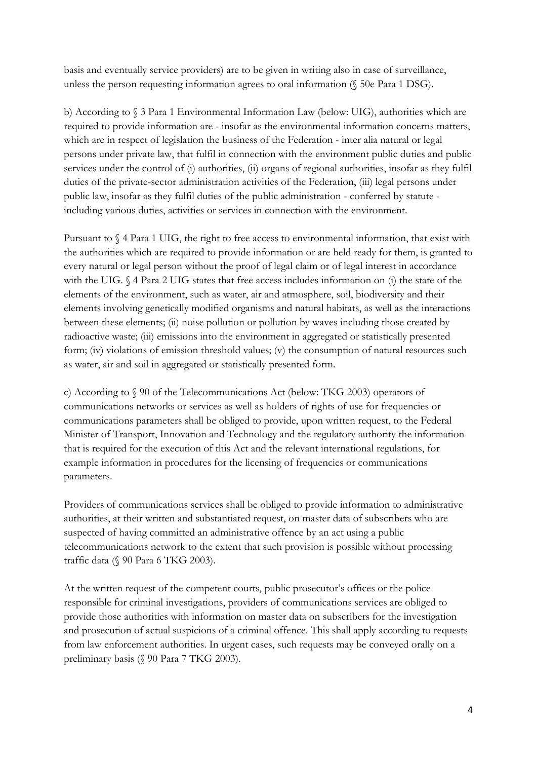basis and eventually service providers) are to be given in writing also in case of surveillance, unless the person requesting information agrees to oral information (§ 50e Para 1 DSG).

b) According to § 3 Para 1 Environmental Information Law (below: UIG), authorities which are required to provide information are - insofar as the environmental information concerns matters, which are in respect of legislation the business of the Federation - inter alia natural or legal persons under private law, that fulfil in connection with the environment public duties and public services under the control of (i) authorities, (ii) organs of regional authorities, insofar as they fulfil duties of the private-sector administration activities of the Federation, (iii) legal persons under public law, insofar as they fulfil duties of the public administration - conferred by statute - including various duties, activities or services in connection with the environment.

Pursuant to § 4 Para 1 UIG, the right to free access to environmental information, that exist with the authorities which are required to provide information or are held ready for them, is granted to every natural or legal person without the proof of legal claim or of legal interest in accordance with the UIG. § 4 Para 2 UIG states that free access includes information on (i) the state of the elements of the environment, such as water, air and atmosphere, soil, biodiversity and their elements involving genetically modified organisms and natural habitats, as well as the interactions between these elements; (ii) noise pollution or pollution by waves including those created by radioactive waste; (iii) emissions into the environment in aggregated or statistically presented form; (iv) violations of emission threshold values; (v) the consumption of natural resources such as water, air and soil in aggregated or statistically presented form.

c) According to § 90 of the Telecommunications Act (below: TKG 2003) operators of communications networks or services as well as holders of rights of use for frequencies or communications parameters shall be obliged to provide, upon written request, to the Federal Minister of Transport, Innovation and Technology and the regulatory authority the information that is required for the execution of this Act and the relevant international regulations, for example information in procedures for the licensing of frequencies or communications parameters.

Providers of communications services shall be obliged to provide information to administrative authorities, at their written and substantiated request, on master data of subscribers who are suspected of having committed an administrative offence by an act using a public telecommunications network to the extent that such provision is possible without processing traffic data (§ 90 Para 6 TKG 2003).

At the written request of the competent courts, public prosecutor's offices or the police responsible for criminal investigations, providers of communications services are obliged to provide those authorities with information on master data on subscribers for the investigation and prosecution of actual suspicions of a criminal offence. This shall apply according to requests from law enforcement authorities. In urgent cases, such requests may be conveyed orally on a preliminary basis (§ 90 Para 7 TKG 2003).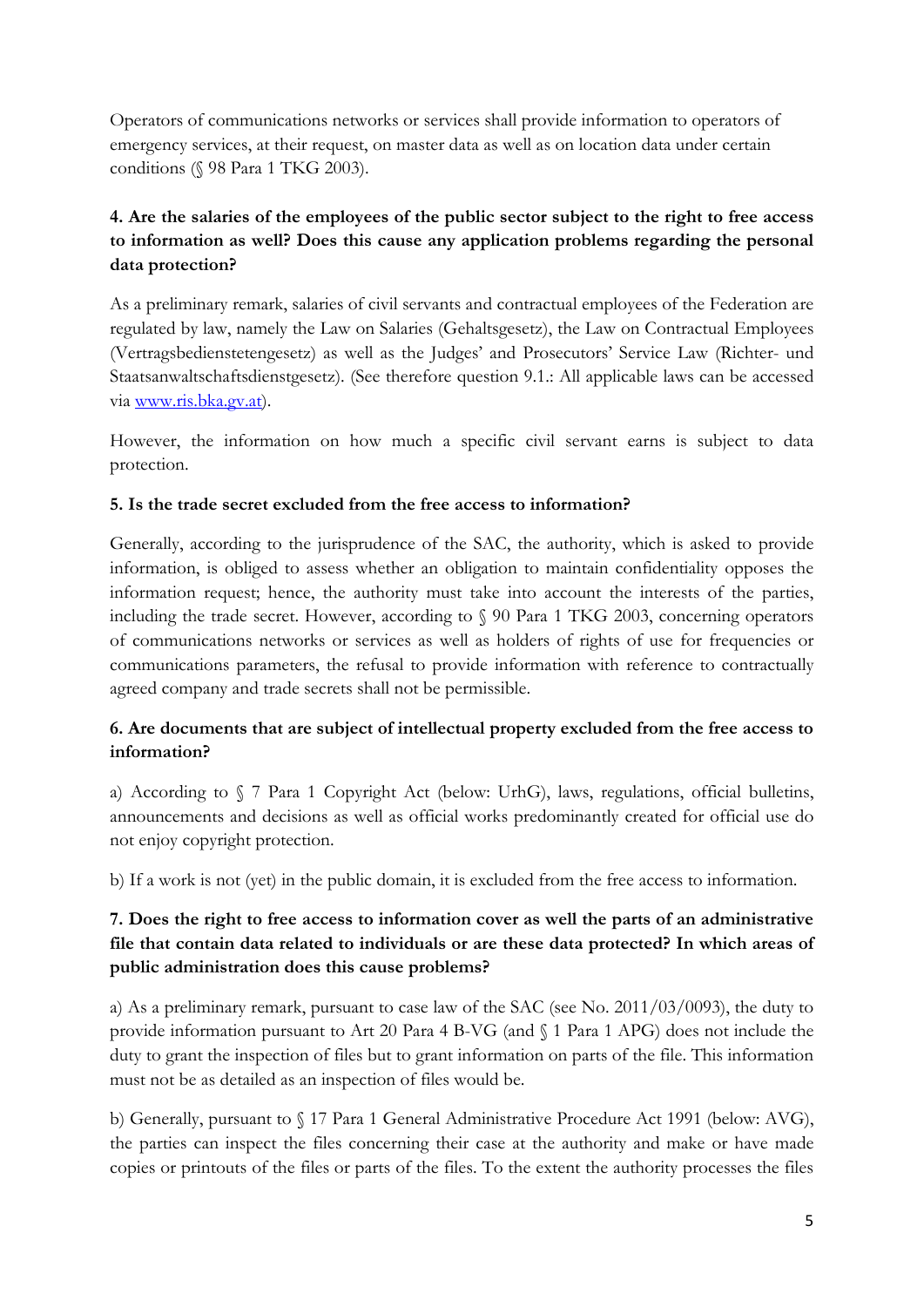Operators of communications networks or services shall provide information to operators of emergency services, at their request, on master data as well as on location data under certain conditions (§ 98 Para 1 TKG 2003).

**4. Are the salaries of the employees of the public sector subject to the right to free access to information as well? Does this cause any application problems regarding the personal data protection?**

As a preliminary remark, salaries of civil servants and contractual employees of the Federation are regulated by law, namely the Law on Salaries (Gehaltsgesetz), the Law on Contractual Employees (Vertragsbedienstetengesetz) as well as the Judges' and Prosecutors' Service Law (Richter- und Staatsanwaltschaftsdienstgesetz). (See therefore question 9.1.: All applicable laws can be accessed via www.ris.bka.gv.at).

However, the information on how much a specific civil servant earns is subject to data protection.

**5. Is the trade secret excluded from the free access to information?**

Generally, according to the jurisprudence of the SAC, the authority, which is asked to provide information, is obliged to assess whether an obligation to maintain confidentiality opposes the information request; hence, the authority must take into account the interests of the parties, including the trade secret. However, according to § 90 Para 1 TKG 2003, concerning operators of communications networks or services as well as holders of rights of use for frequencies or communications parameters, the refusal to provide information with reference to contractually agreed company and trade secrets shall not be permissible.

**6. Are documents that are subject of intellectual property excluded from the free access to information?**

a) According to § 7 Para 1 Copyright Act (below: UrhG), laws, regulations, official bulletins, announcements and decisions as well as official works predominantly created for official use do not enjoy copyright protection.

b) If a work is not (yet) in the public domain, it is excluded from the free access to information.

**7. Does the right to free access to information cover as well the parts of an administrative file that contain data related to individuals or are these data protected? In which areas of public administration does this cause problems?**

a) As a preliminary remark, pursuant to case law of the SAC (see No. 2011/03/0093), the duty to provide information pursuant to Art 20 Para 4 B-VG (and § 1 Para 1 APG) does not include the duty to grant the inspection of files but to grant information on parts of the file. This information must not be as detailed as an inspection of files would be.

b) Generally, pursuant to § 17 Para 1 General Administrative Procedure Act 1991 (below: AVG), the parties can inspect the files concerning their case at the authority and make or have made copies or printouts of the files or parts of the files. To the extent the authority processes the files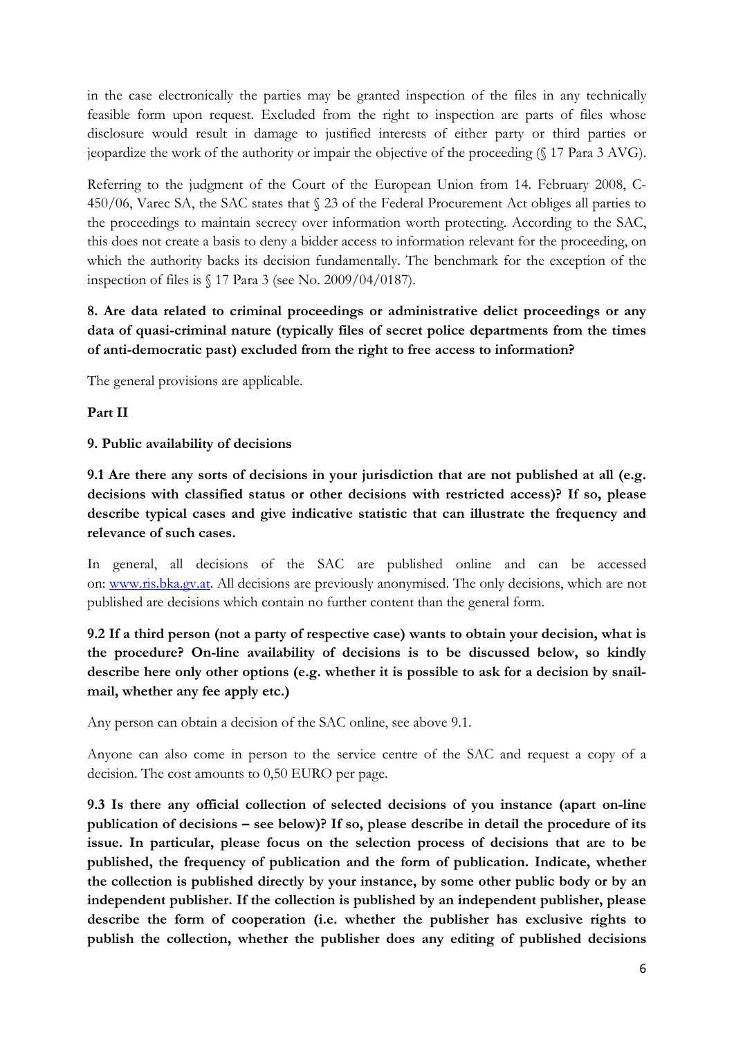in the case electronically the parties may be granted inspection of the files in any technically feasible form upon request. Excluded from the right to inspection are parts of files whose disclosure would result in damage to justified interests of either party or third parties or jeopardize the work of the authority or impair the objective of the proceeding (§ 17 Para 3 AVG).

Referring to the judgment of the Court of the European Union from 14. February 2008, C-450/06, Varec SA, the SAC states that § 23 of the Federal Procurement Act obliges all parties to the proceedings to maintain secrecy over information worth protecting. According to the SAC, this does not create a basis to deny a bidder access to information relevant for the proceeding, on which the authority backs its decision fundamentally. The benchmark for the exception of the inspection of files is § 17 Para 3 (see No. 2009/04/0187).

**8. Are data related to criminal proceedings or administrative delict proceedings or any data of quasi-criminal nature (typically files of secret police departments from the times of anti-democratic past) excluded from the right to free access to information?**

The general provisions are applicable.

**Part II**

**9. Public availability of decisions**

**9.1 Are there any sorts of decisions in your jurisdiction that are not published at all (e.g. decisions with classified status or other decisions with restricted access)? If so, please describe typical cases and give indicative statistic that can illustrate the frequency and relevance of such cases.**

In general, all decisions of the SAC are published online and can be accessed on: www.ris.bka.gv.at. All decisions are previously anonymised. The only decisions, which are not published are decisions which contain no further content than the general form.

**9.2 If a third person (not a party of respective case) wants to obtain your decision, what is the procedure? On-line availability of decisions is to be discussed below, so kindly describe here only other options (e.g. whether it is possible to ask for a decision by snail-mail, whether any fee apply etc.)**

Any person can obtain a decision of the SAC online, see above 9.1.

Anyone can also come in person to the service centre of the SAC and request a copy of a decision. The cost amounts to 0,50 EURO per page.

**9.3 Is there any official collection of selected decisions of you instance (apart on-line publication of decisions – see below)? If so, please describe in detail the procedure of its issue. In particular, please focus on the selection process of decisions that are to be published, the frequency of publication and the form of publication. Indicate, whether the collection is published directly by your instance, by some other public body or by an independent publisher. If the collection is published by an independent publisher, please describe the form of cooperation (i.e. whether the publisher has exclusive rights to publish the collection, whether the publisher does any editing of published decisions**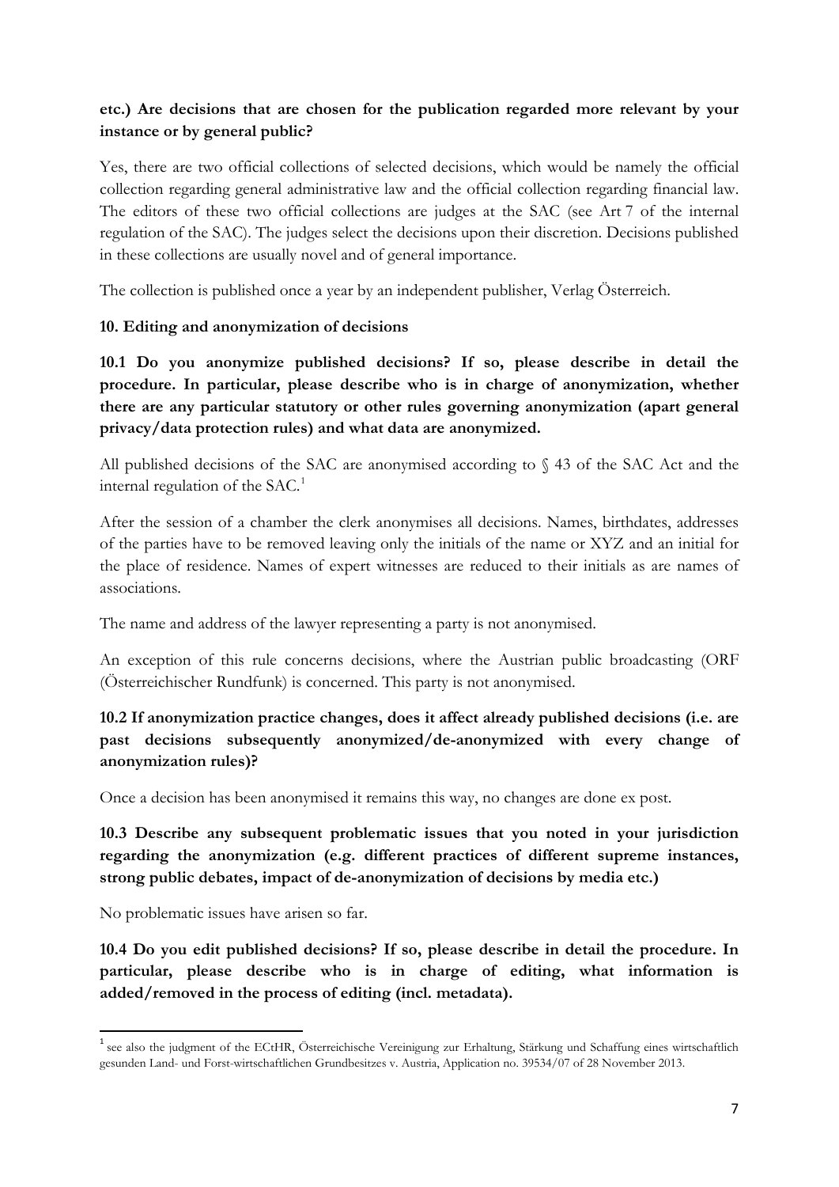**etc.) Are decisions that are chosen for the publication regarded more relevant by your instance or by general public?**

Yes, there are two official collections of selected decisions, which would be namely the official collection regarding general administrative law and the official collection regarding financial law. The editors of these two official collections are judges at the SAC (see Art 7 of the internal regulation of the SAC). The judges select the decisions upon their discretion. Decisions published in these collections are usually novel and of general importance.

The collection is published once a year by an independent publisher, Verlag Österreich.

**10. Editing and anonymization of decisions**

**10.1 Do you anonymize published decisions? If so, please describe in detail the procedure. In particular, please describe who is in charge of anonymization, whether there are any particular statutory or other rules governing anonymization (apart general privacy/data protection rules) and what data are anonymized.**

All published decisions of the SAC are anonymised according to § 43 of the SAC Act and the internal regulation of the SAC.[1]

After the session of a chamber the clerk anonymises all decisions. Names, birthdates, addresses of the parties have to be removed leaving only the initials of the name or XYZ and an initial for the place of residence. Names of expert witnesses are reduced to their initials as are names of associations.

The name and address of the lawyer representing a party is not anonymised.

An exception of this rule concerns decisions, where the Austrian public broadcasting (ORF (Österreichischer Rundfunk) is concerned. This party is not anonymised.

**10.2 If anonymization practice changes, does it affect already published decisions (i.e. are past decisions subsequently anonymized/de-anonymized with every change of anonymization rules)?**

Once a decision has been anonymised it remains this way, no changes are done ex post.

**10.3 Describe any subsequent problematic issues that you noted in your jurisdiction regarding the anonymization (e.g. different practices of different supreme instances, strong public debates, impact of de-anonymization of decisions by media etc.)**

No problematic issues have arisen so far.

**10.4 Do you edit published decisions? If so, please describe in detail the procedure. In particular, please describe who is in charge of editing, what information is added/removed in the process of editing (incl. metadata).**

---

[1] see also the judgment of the ECtHR, Österreichische Vereinigung zur Erhaltung, Stärkung und Schaffung eines wirtschaftlich gesunden Land- und Forst-wirtschaftlichen Grundbesitzes v. Austria, Application no. 39534/07 of 28 November 2013.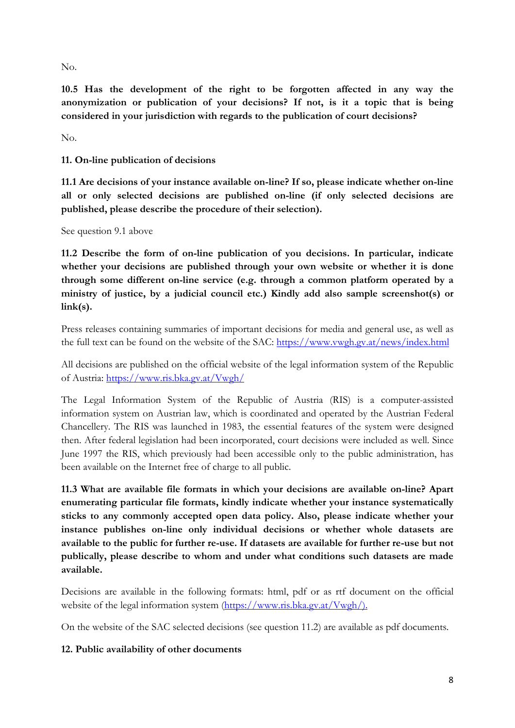No.

**10.5 Has the development of the right to be forgotten affected in any way the anonymization or publication of your decisions? If not, is it a topic that is being considered in your jurisdiction with regards to the publication of court decisions?**

No.

**11. On-line publication of decisions**

**11.1 Are decisions of your instance available on-line? If so, please indicate whether on-line all or only selected decisions are published on-line (if only selected decisions are published, please describe the procedure of their selection).**

See question 9.1 above

**11.2 Describe the form of on-line publication of you decisions. In particular, indicate whether your decisions are published through your own website or whether it is done through some different on-line service (e.g. through a common platform operated by a ministry of justice, by a judicial council etc.) Kindly add also sample screenshot(s) or link(s).**

Press releases containing summaries of important decisions for media and general use, as well as the full text can be found on the website of the SAC: https://www.vwgh.gv.at/news/index.html

All decisions are published on the official website of the legal information system of the Republic of Austria: https://www.ris.bka.gv.at/Vwgh/

The Legal Information System of the Republic of Austria (RIS) is a computer-assisted information system on Austrian law, which is coordinated and operated by the Austrian Federal Chancellery. The RIS was launched in 1983, the essential features of the system were designed then. After federal legislation had been incorporated, court decisions were included as well. Since June 1997 the RIS, which previously had been accessible only to the public administration, has been available on the Internet free of charge to all public.

**11.3 What are available file formats in which your decisions are available on-line? Apart enumerating particular file formats, kindly indicate whether your instance systematically sticks to any commonly accepted open data policy. Also, please indicate whether your instance publishes on-line only individual decisions or whether whole datasets are available to the public for further re-use. If datasets are available for further re-use but not publically, please describe to whom and under what conditions such datasets are made available.**

Decisions are available in the following formats: html, pdf or as rtf document on the official website of the legal information system (https://www.ris.bka.gv.at/Vwgh/).

On the website of the SAC selected decisions (see question 11.2) are available as pdf documents.

**12. Public availability of other documents**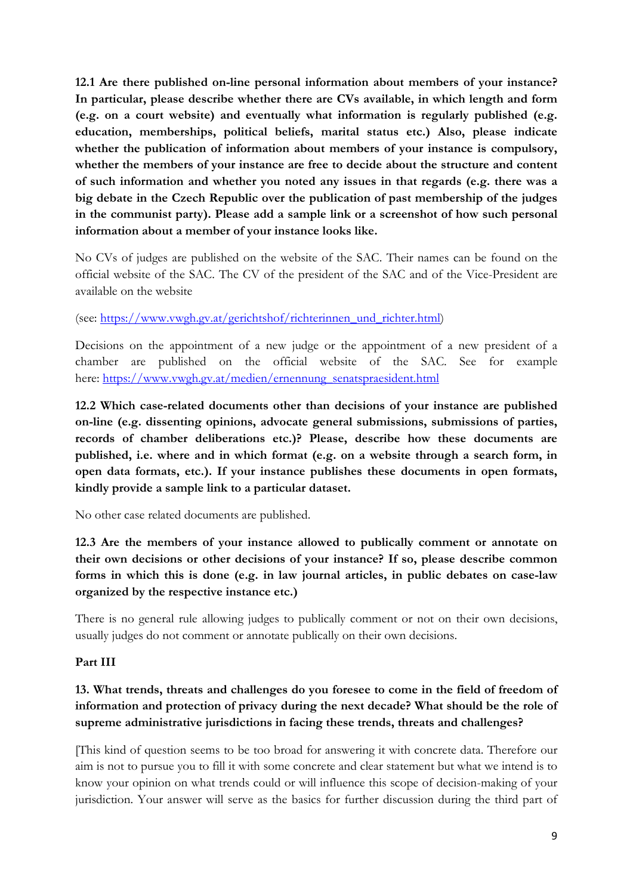**12.1 Are there published on-line personal information about members of your instance? In particular, please describe whether there are CVs available, in which length and form (e.g. on a court website) and eventually what information is regularly published (e.g. education, memberships, political beliefs, marital status etc.) Also, please indicate whether the publication of information about members of your instance is compulsory, whether the members of your instance are free to decide about the structure and content of such information and whether you noted any issues in that regards (e.g. there was a big debate in the Czech Republic over the publication of past membership of the judges in the communist party). Please add a sample link or a screenshot of how such personal information about a member of your instance looks like.**

No CVs of judges are published on the website of the SAC. Their names can be found on the official website of the SAC. The CV of the president of the SAC and of the Vice-President are available on the website

(see: https://www.vwgh.gv.at/gerichtshof/richterinnen_und_richter.html)

Decisions on the appointment of a new judge or the appointment of a new president of a chamber are published on the official website of the SAC. See for example here: https://www.vwgh.gv.at/medien/ernennung_senatspraesident.html

**12.2 Which case-related documents other than decisions of your instance are published on-line (e.g. dissenting opinions, advocate general submissions, submissions of parties, records of chamber deliberations etc.)? Please, describe how these documents are published, i.e. where and in which format (e.g. on a website through a search form, in open data formats, etc.). If your instance publishes these documents in open formats, kindly provide a sample link to a particular dataset.**

No other case related documents are published.

**12.3 Are the members of your instance allowed to publically comment or annotate on their own decisions or other decisions of your instance? If so, please describe common forms in which this is done (e.g. in law journal articles, in public debates on case-law organized by the respective instance etc.)**

There is no general rule allowing judges to publically comment or not on their own decisions, usually judges do not comment or annotate publically on their own decisions.

**Part III**

**13. What trends, threats and challenges do you foresee to come in the field of freedom of information and protection of privacy during the next decade? What should be the role of supreme administrative jurisdictions in facing these trends, threats and challenges?**

[This kind of question seems to be too broad for answering it with concrete data. Therefore our aim is not to pursue you to fill it with some concrete and clear statement but what we intend is to know your opinion on what trends could or will influence this scope of decision-making of your jurisdiction. Your answer will serve as the basics for further discussion during the third part of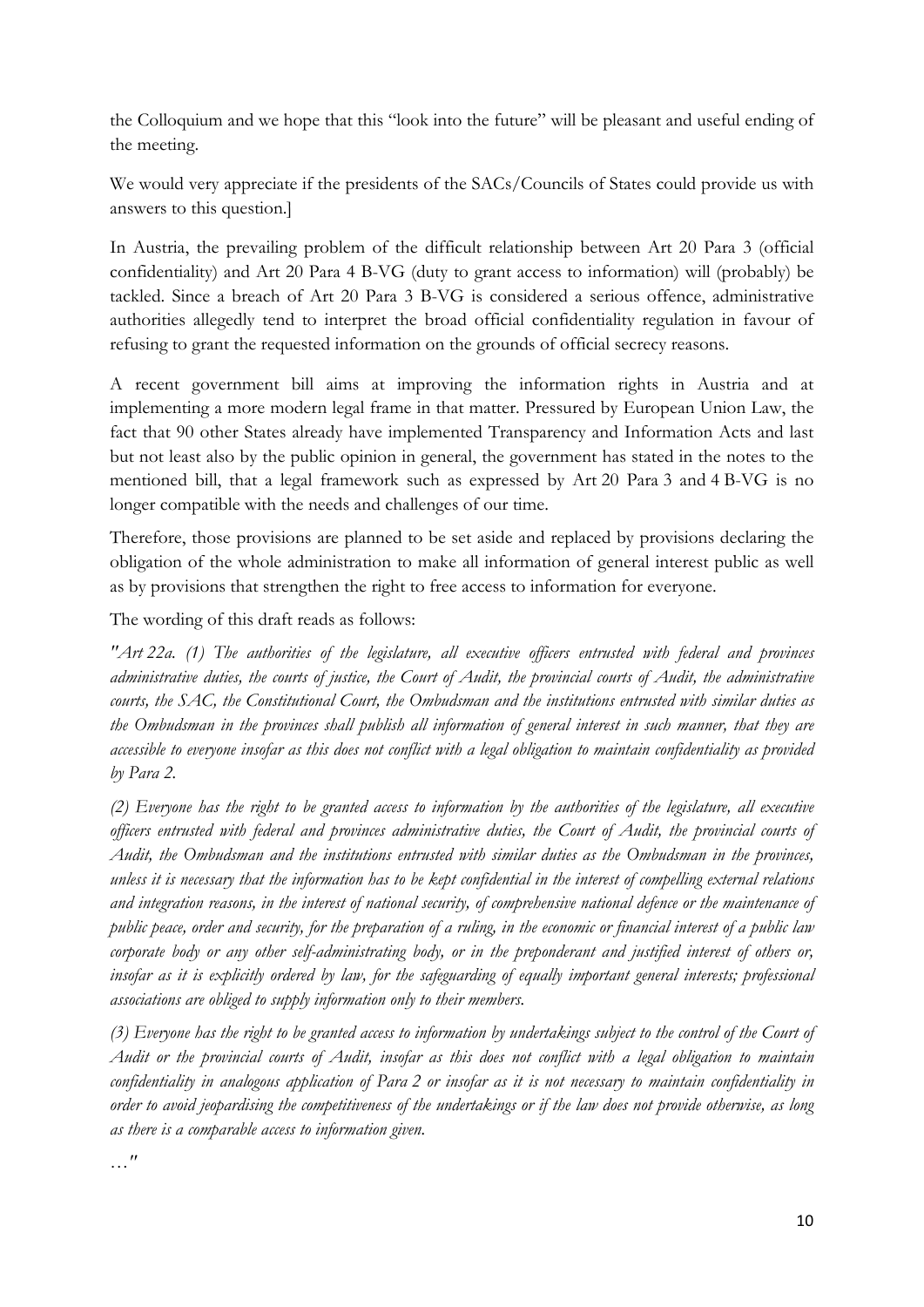the Colloquium and we hope that this "look into the future" will be pleasant and useful ending of the meeting.

We would very appreciate if the presidents of the SACs/Councils of States could provide us with answers to this question.]

In Austria, the prevailing problem of the difficult relationship between Art 20 Para 3 (official confidentiality) and Art 20 Para 4 B-VG (duty to grant access to information) will (probably) be tackled. Since a breach of Art 20 Para 3 B-VG is considered a serious offence, administrative authorities allegedly tend to interpret the broad official confidentiality regulation in favour of refusing to grant the requested information on the grounds of official secrecy reasons.

A recent government bill aims at improving the information rights in Austria and at implementing a more modern legal frame in that matter. Pressured by European Union Law, the fact that 90 other States already have implemented Transparency and Information Acts and last but not least also by the public opinion in general, the government has stated in the notes to the mentioned bill, that a legal framework such as expressed by Art 20 Para 3 and 4 B-VG is no longer compatible with the needs and challenges of our time.

Therefore, those provisions are planned to be set aside and replaced by provisions declaring the obligation of the whole administration to make all information of general interest public as well as by provisions that strengthen the right to free access to information for everyone.

The wording of this draft reads as follows:

*"Art 22a. (1) The authorities of the legislature, all executive officers entrusted with federal and provinces administrative duties, the courts of justice, the Court of Audit, the provincial courts of Audit, the administrative courts, the SAC, the Constitutional Court, the Ombudsman and the institutions entrusted with similar duties as the Ombudsman in the provinces shall publish all information of general interest in such manner, that they are accessible to everyone insofar as this does not conflict with a legal obligation to maintain confidentiality as provided by Para 2.*

*(2) Everyone has the right to be granted access to information by the authorities of the legislature, all executive officers entrusted with federal and provinces administrative duties, the Court of Audit, the provincial courts of Audit, the Ombudsman and the institutions entrusted with similar duties as the Ombudsman in the provinces, unless it is necessary that the information has to be kept confidential in the interest of compelling external relations and integration reasons, in the interest of national security, of comprehensive national defence or the maintenance of public peace, order and security, for the preparation of a ruling, in the economic or financial interest of a public law corporate body or any other self-administrating body, or in the preponderant and justified interest of others or, insofar as it is explicitly ordered by law, for the safeguarding of equally important general interests; professional associations are obliged to supply information only to their members.*

*(3) Everyone has the right to be granted access to information by undertakings subject to the control of the Court of Audit or the provincial courts of Audit, insofar as this does not conflict with a legal obligation to maintain confidentiality in analogous application of Para 2 or insofar as it is not necessary to maintain confidentiality in order to avoid jeopardising the competitiveness of the undertakings or if the law does not provide otherwise, as long as there is a comparable access to information given.*

*…"*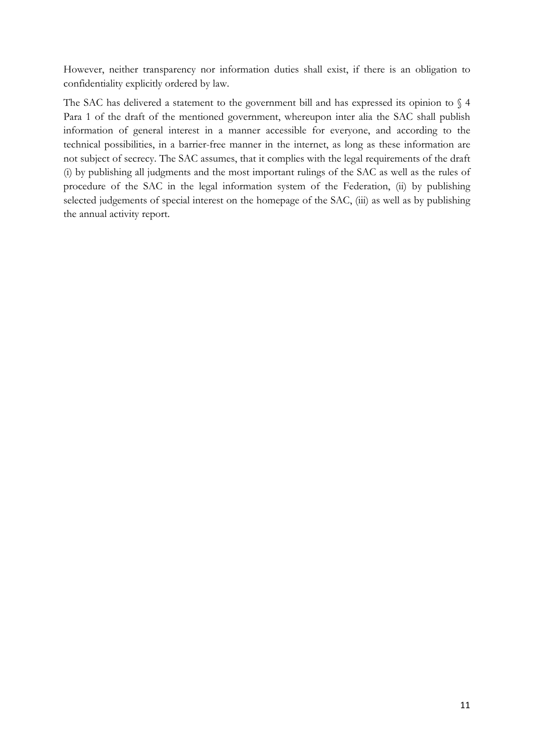However, neither transparency nor information duties shall exist, if there is an obligation to confidentiality explicitly ordered by law.

The SAC has delivered a statement to the government bill and has expressed its opinion to § 4 Para 1 of the draft of the mentioned government, whereupon inter alia the SAC shall publish information of general interest in a manner accessible for everyone, and according to the technical possibilities, in a barrier-free manner in the internet, as long as these information are not subject of secrecy. The SAC assumes, that it complies with the legal requirements of the draft (i) by publishing all judgments and the most important rulings of the SAC as well as the rules of procedure of the SAC in the legal information system of the Federation, (ii) by publishing selected judgements of special interest on the homepage of the SAC, (iii) as well as by publishing the annual activity report.